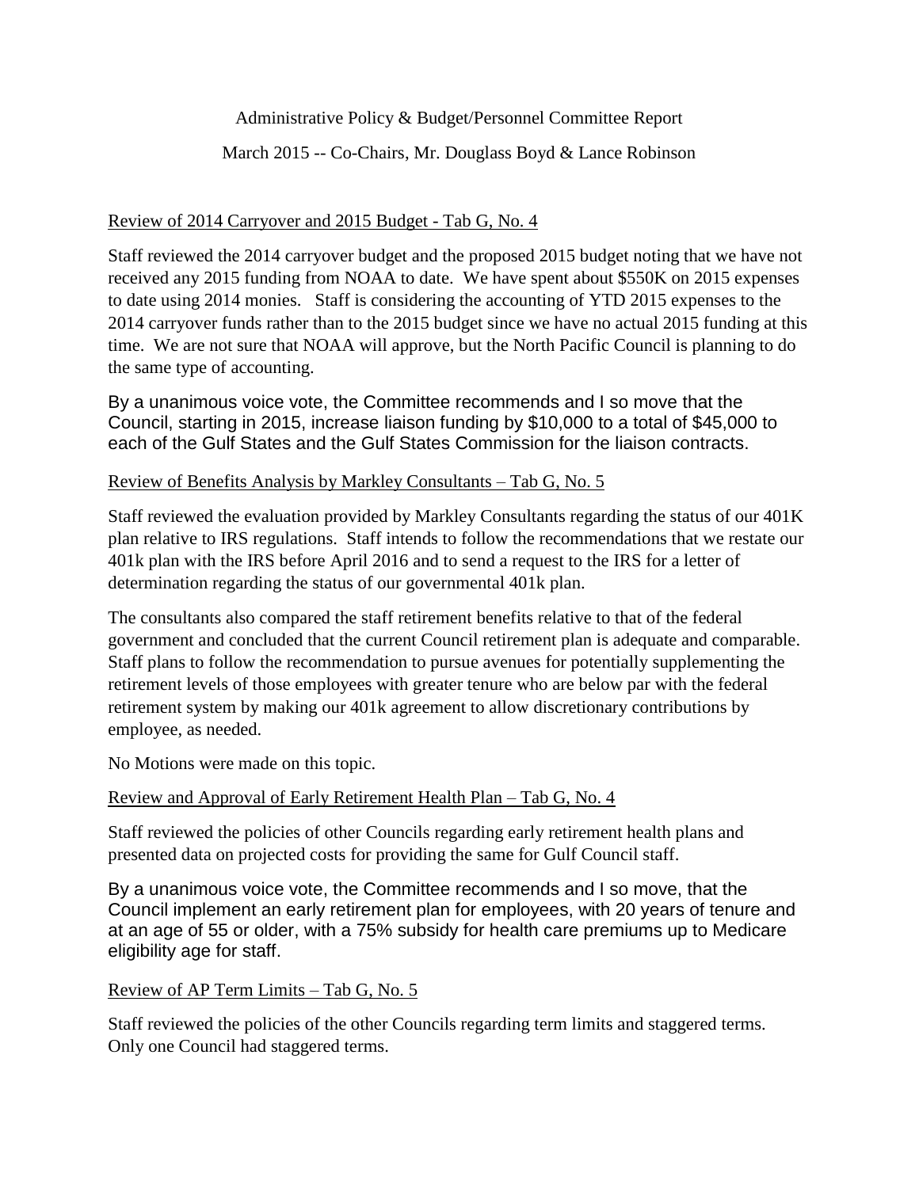Administrative Policy & Budget/Personnel Committee Report

March 2015 -- Co-Chairs, Mr. Douglass Boyd & Lance Robinson

Review of 2014 Carryover and 2015 Budget - Tab G, No. 4

Staff reviewed the 2014 carryover budget and the proposed 2015 budget noting that we have not received any 2015 funding from NOAA to date. We have spent about $550K on 2015 expenses to date using 2014 monies. Staff is considering the accounting of YTD 2015 expenses to the 2014 carryover funds rather than to the 2015 budget since we have no actual 2015 funding at this time. We are not sure that NOAA will approve, but the North Pacific Council is planning to do the same type of accounting.

By a unanimous voice vote, the Committee recommends and I so move that the Council, starting in 2015, increase liaison funding by $10,000 to a total of $45,000 to each of the Gulf States and the Gulf States Commission for the liaison contracts.

Review of Benefits Analysis by Markley Consultants – Tab G, No. 5

Staff reviewed the evaluation provided by Markley Consultants regarding the status of our 401K plan relative to IRS regulations. Staff intends to follow the recommendations that we restate our 401k plan with the IRS before April 2016 and to send a request to the IRS for a letter of determination regarding the status of our governmental 401k plan.

The consultants also compared the staff retirement benefits relative to that of the federal government and concluded that the current Council retirement plan is adequate and comparable. Staff plans to follow the recommendation to pursue avenues for potentially supplementing the retirement levels of those employees with greater tenure who are below par with the federal retirement system by making our 401k agreement to allow discretionary contributions by employee, as needed.

No Motions were made on this topic.

Review and Approval of Early Retirement Health Plan – Tab G, No. 4

Staff reviewed the policies of other Councils regarding early retirement health plans and presented data on projected costs for providing the same for Gulf Council staff.

By a unanimous voice vote, the Committee recommends and I so move, that the Council implement an early retirement plan for employees, with 20 years of tenure and at an age of 55 or older, with a 75% subsidy for health care premiums up to Medicare eligibility age for staff.

Review of AP Term Limits – Tab G, No. 5

Staff reviewed the policies of the other Councils regarding term limits and staggered terms. Only one Council had staggered terms.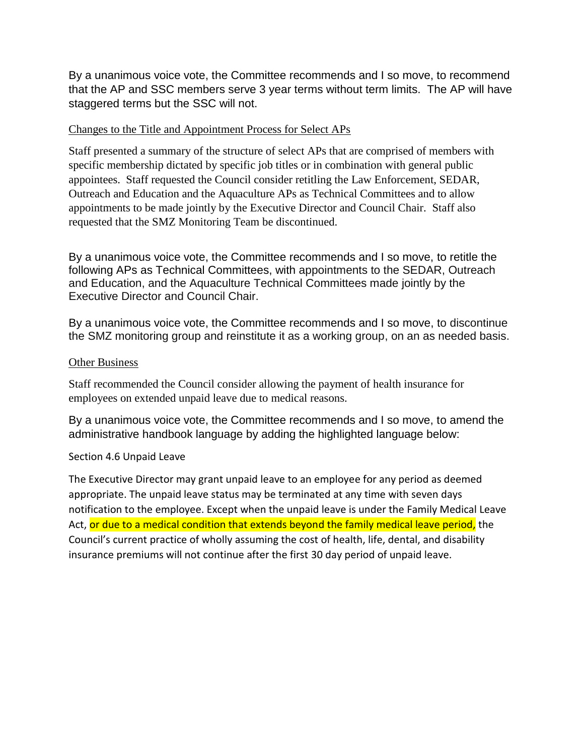By a unanimous voice vote, the Committee recommends and I so move, to recommend that the AP and SSC members serve 3 year terms without term limits. The AP will have staggered terms but the SSC will not.

<u>Changes to the Title and Appointment Process for Select APs</u>

Staff presented a summary of the structure of select APs that are comprised of members with specific membership dictated by specific job titles or in combination with general public appointees. Staff requested the Council consider retitling the Law Enforcement, SEDAR, Outreach and Education and the Aquaculture APs as Technical Committees and to allow appointments to be made jointly by the Executive Director and Council Chair. Staff also requested that the SMZ Monitoring Team be discontinued.

By a unanimous voice vote, the Committee recommends and I so move, to retitle the following APs as Technical Committees, with appointments to the SEDAR, Outreach and Education, and the Aquaculture Technical Committees made jointly by the Executive Director and Council Chair.

By a unanimous voice vote, the Committee recommends and I so move, to discontinue the SMZ monitoring group and reinstitute it as a working group, on an as needed basis.

<u>Other Business</u>

Staff recommended the Council consider allowing the payment of health insurance for employees on extended unpaid leave due to medical reasons.

By a unanimous voice vote, the Committee recommends and I so move, to amend the administrative handbook language by adding the highlighted language below:

Section 4.6 Unpaid Leave

The Executive Director may grant unpaid leave to an employee for any period as deemed appropriate. The unpaid leave status may be terminated at any time with seven days notification to the employee. Except when the unpaid leave is under the Family Medical Leave Act, ==or due to a medical condition that extends beyond the family medical leave period,== the Council's current practice of wholly assuming the cost of health, life, dental, and disability insurance premiums will not continue after the first 30 day period of unpaid leave.